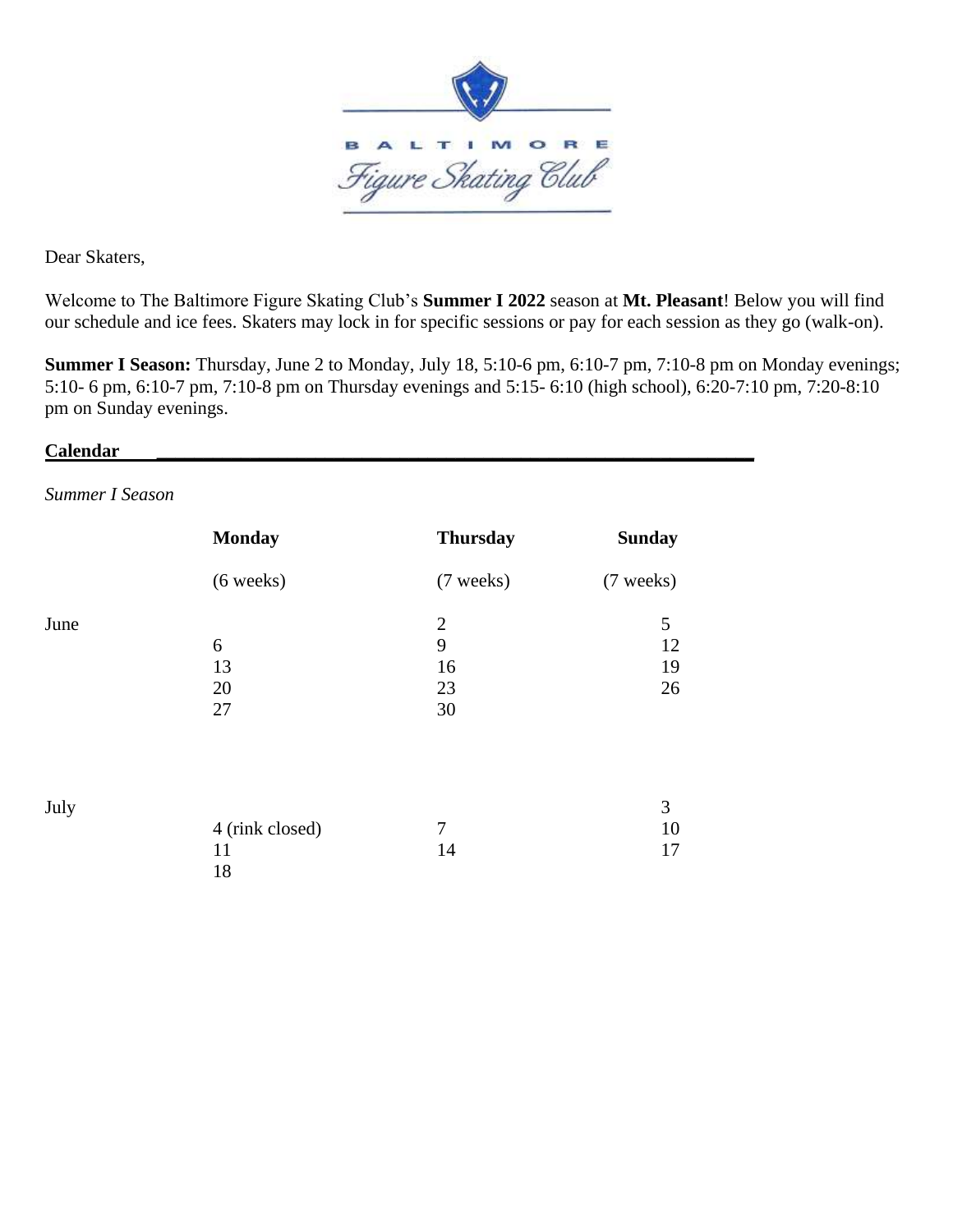BALTIMORE
Figure Skating Club

Dear Skaters,

Welcome to The Baltimore Figure Skating Club's **Summer I 2022** season at **Mt. Pleasant**! Below you will find our schedule and ice fees. Skaters may lock in for specific sessions or pay for each session as they go (walk-on).

**Summer I Season:** Thursday, June 2 to Monday, July 18, 5:10-6 pm, 6:10-7 pm, 7:10-8 pm on Monday evenings; 5:10- 6 pm, 6:10-7 pm, 7:10-8 pm on Thursday evenings and 5:15- 6:10 (high school), 6:20-7:10 pm, 7:20-8:10 pm on Sunday evenings.

## Calendar

*Summer I Season*

| | **Monday** | **Thursday** | **Sunday** |
|---|---|---|---|
| | (6 weeks) | (7 weeks) | (7 weeks) |
| June | | 2 | 5 |
| | 6 | 9 | 12 |
| | 13 | 16 | 19 |
| | 20 | 23 | 26 |
| | 27 | 30 | |
| July | | | 3 |
| | 4 (rink closed) | 7 | 10 |
| | 11 | 14 | 17 |
| | 18 | | |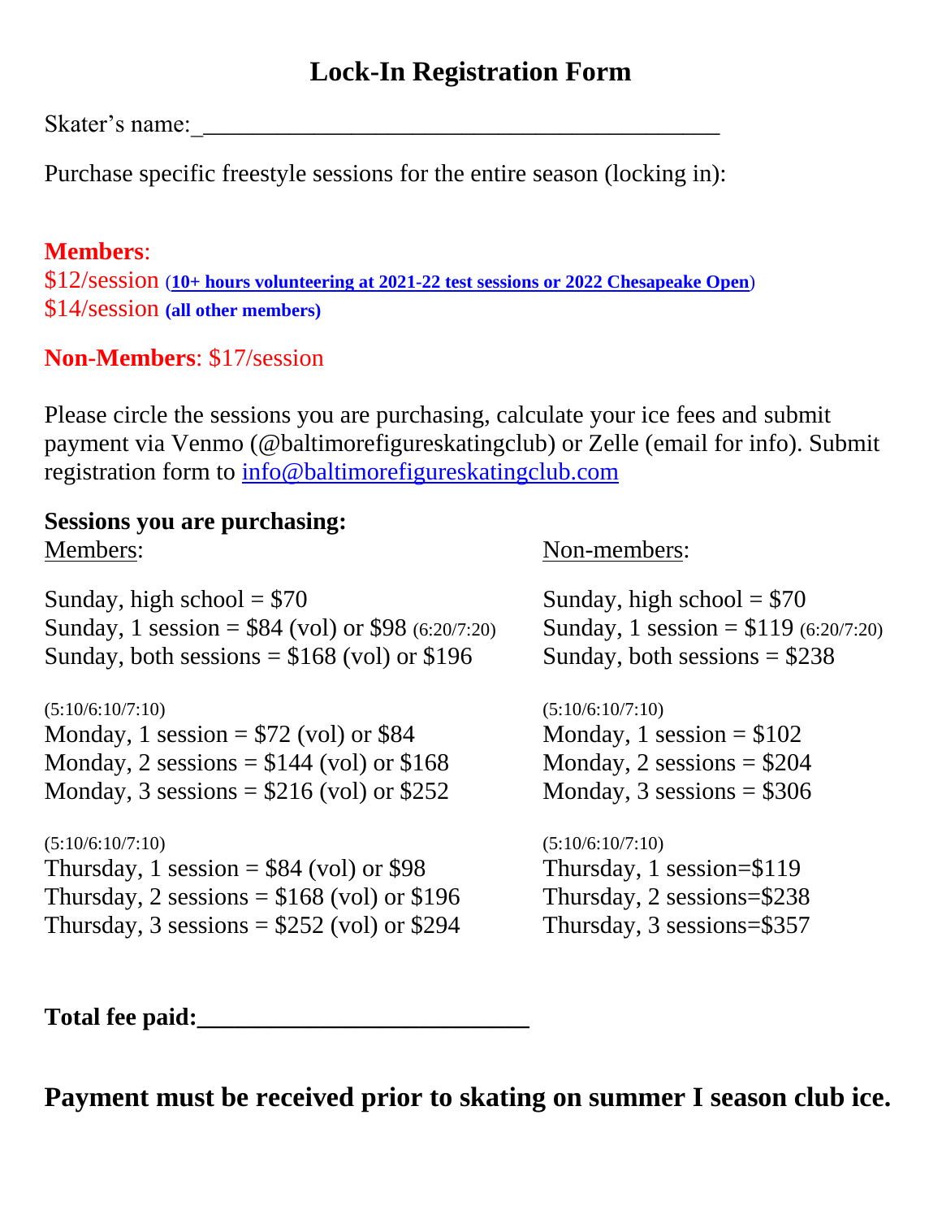# Lock-In Registration Form

Skater's name:\_\_\_\_\_\_\_\_\_\_\_\_\_\_\_\_\_\_\_\_\_\_\_\_\_\_\_\_\_\_\_\_\_\_\_\_\_\_\_\_\_\_

Purchase specific freestyle sessions for the entire season (locking in):

**Members**:
$12/session (**10+ hours volunteering at 2021-22 test sessions or 2022 Chesapeake Open**)
$14/session **(all other members)**

**Non-Members**: $17/session

Please circle the sessions you are purchasing, calculate your ice fees and submit payment via Venmo (@baltimorefigureskatingclub) or Zelle (email for info). Submit registration form to info@baltimorefigureskatingclub.com

**Sessions you are purchasing:**

Members:

Sunday, high school = $70
Sunday, 1 session = $84 (vol) or $98 (6:20/7:20)
Sunday, both sessions = $168 (vol) or $196

(5:10/6:10/7:10)
Monday, 1 session = $72 (vol) or $84
Monday, 2 sessions = $144 (vol) or $168
Monday, 3 sessions = $216 (vol) or $252

(5:10/6:10/7:10)
Thursday, 1 session = $84 (vol) or $98
Thursday, 2 sessions = $168 (vol) or $196
Thursday, 3 sessions = $252 (vol) or $294

Non-members:

Sunday, high school = $70
Sunday, 1 session = $119 (6:20/7:20)
Sunday, both sessions = $238

(5:10/6:10/7:10)
Monday, 1 session = $102
Monday, 2 sessions = $204
Monday, 3 sessions = $306

(5:10/6:10/7:10)
Thursday, 1 session=$119
Thursday, 2 sessions=$238
Thursday, 3 sessions=$357

**Total fee paid:\_\_\_\_\_\_\_\_\_\_\_\_\_\_\_\_\_\_\_\_\_\_\_\_\_\_**

**Payment must be received prior to skating on summer I season club ice.**